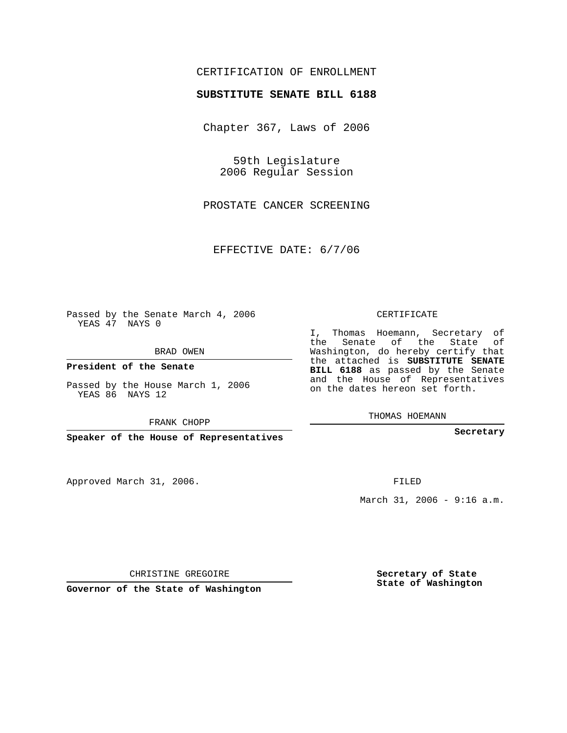CERTIFICATION OF ENROLLMENT

**SUBSTITUTE SENATE BILL 6188**

Chapter 367, Laws of 2006

59th Legislature
2006 Regular Session

PROSTATE CANCER SCREENING

EFFECTIVE DATE: 6/7/06

Passed by the Senate March 4, 2006
YEAS 47 NAYS 0

BRAD OWEN

**President of the Senate**

Passed by the House March 1, 2006
YEAS 86 NAYS 12

FRANK CHOPP

**Speaker of the House of Representatives**

CERTIFICATE

I, Thomas Hoemann, Secretary of the Senate of the State of Washington, do hereby certify that the attached is **SUBSTITUTE SENATE BILL 6188** as passed by the Senate and the House of Representatives on the dates hereon set forth.

THOMAS HOEMANN

**Secretary**

Approved March 31, 2006.

FILED

March 31, 2006 - 9:16 a.m.

CHRISTINE GREGOIRE

**Governor of the State of Washington**

**Secretary of State**
**State of Washington**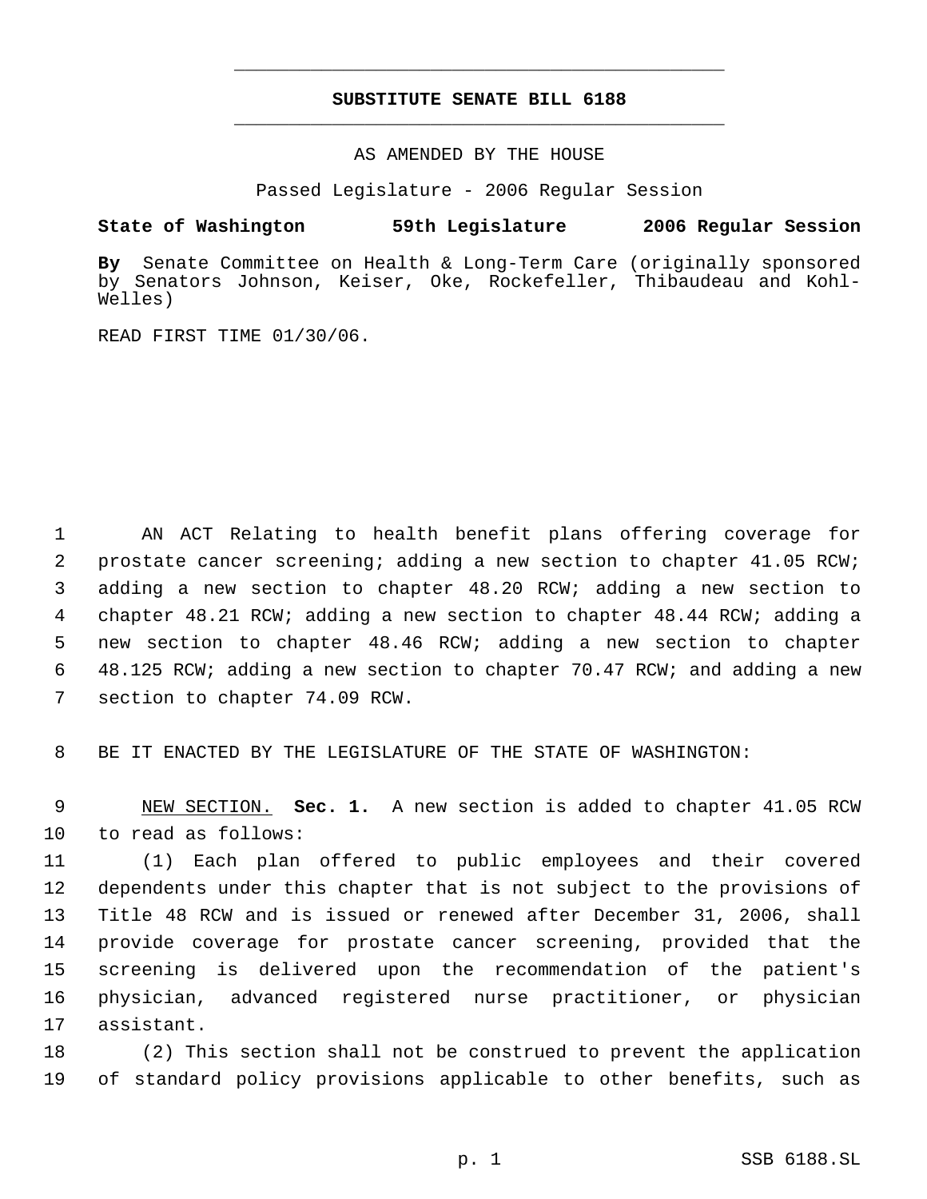# SUBSTITUTE SENATE BILL 6188

AS AMENDED BY THE HOUSE

Passed Legislature - 2006 Regular Session

**State of Washington 59th Legislature 2006 Regular Session**

**By** Senate Committee on Health & Long-Term Care (originally sponsored by Senators Johnson, Keiser, Oke, Rockefeller, Thibaudeau and Kohl-Welles)

READ FIRST TIME 01/30/06.

AN ACT Relating to health benefit plans offering coverage for prostate cancer screening; adding a new section to chapter 41.05 RCW; adding a new section to chapter 48.20 RCW; adding a new section to chapter 48.21 RCW; adding a new section to chapter 48.44 RCW; adding a new section to chapter 48.46 RCW; adding a new section to chapter 48.125 RCW; adding a new section to chapter 70.47 RCW; and adding a new section to chapter 74.09 RCW.

BE IT ENACTED BY THE LEGISLATURE OF THE STATE OF WASHINGTON:

NEW SECTION. **Sec. 1.** A new section is added to chapter 41.05 RCW to read as follows:

(1) Each plan offered to public employees and their covered dependents under this chapter that is not subject to the provisions of Title 48 RCW and is issued or renewed after December 31, 2006, shall provide coverage for prostate cancer screening, provided that the screening is delivered upon the recommendation of the patient's physician, advanced registered nurse practitioner, or physician assistant.

(2) This section shall not be construed to prevent the application of standard policy provisions applicable to other benefits, such as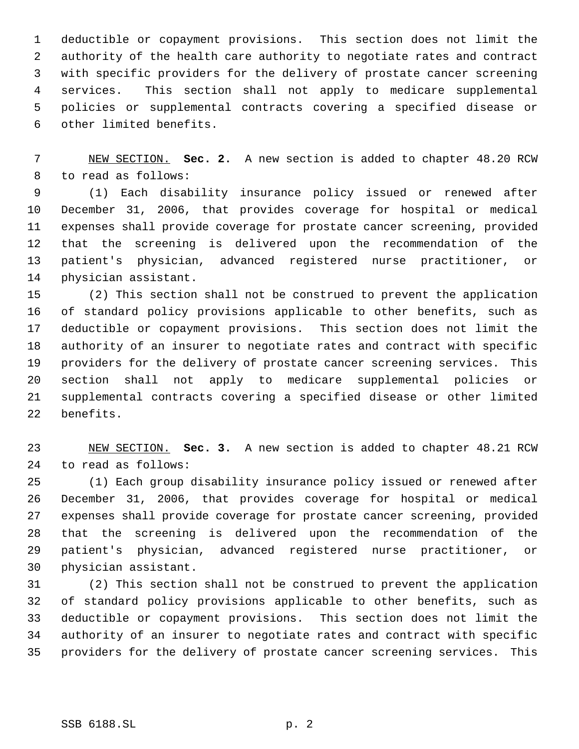deductible or copayment provisions. This section does not limit the authority of the health care authority to negotiate rates and contract with specific providers for the delivery of prostate cancer screening services. This section shall not apply to medicare supplemental policies or supplemental contracts covering a specified disease or other limited benefits.

NEW SECTION. **Sec. 2.** A new section is added to chapter 48.20 RCW to read as follows:

(1) Each disability insurance policy issued or renewed after December 31, 2006, that provides coverage for hospital or medical expenses shall provide coverage for prostate cancer screening, provided that the screening is delivered upon the recommendation of the patient's physician, advanced registered nurse practitioner, or physician assistant.

(2) This section shall not be construed to prevent the application of standard policy provisions applicable to other benefits, such as deductible or copayment provisions. This section does not limit the authority of an insurer to negotiate rates and contract with specific providers for the delivery of prostate cancer screening services. This section shall not apply to medicare supplemental policies or supplemental contracts covering a specified disease or other limited benefits.

NEW SECTION. **Sec. 3.** A new section is added to chapter 48.21 RCW to read as follows:

(1) Each group disability insurance policy issued or renewed after December 31, 2006, that provides coverage for hospital or medical expenses shall provide coverage for prostate cancer screening, provided that the screening is delivered upon the recommendation of the patient's physician, advanced registered nurse practitioner, or physician assistant.

(2) This section shall not be construed to prevent the application of standard policy provisions applicable to other benefits, such as deductible or copayment provisions. This section does not limit the authority of an insurer to negotiate rates and contract with specific providers for the delivery of prostate cancer screening services. This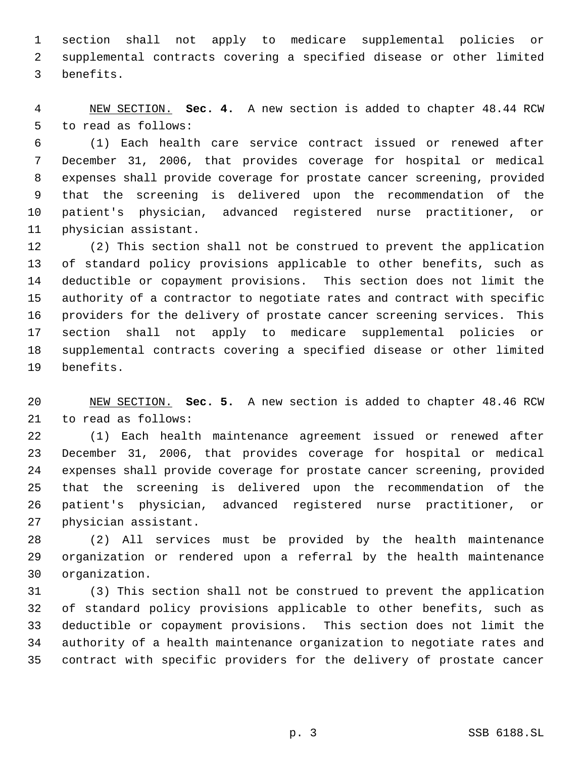section shall not apply to medicare supplemental policies or supplemental contracts covering a specified disease or other limited benefits.

NEW SECTION. **Sec. 4.** A new section is added to chapter 48.44 RCW to read as follows:

(1) Each health care service contract issued or renewed after December 31, 2006, that provides coverage for hospital or medical expenses shall provide coverage for prostate cancer screening, provided that the screening is delivered upon the recommendation of the patient's physician, advanced registered nurse practitioner, or physician assistant.

(2) This section shall not be construed to prevent the application of standard policy provisions applicable to other benefits, such as deductible or copayment provisions. This section does not limit the authority of a contractor to negotiate rates and contract with specific providers for the delivery of prostate cancer screening services. This section shall not apply to medicare supplemental policies or supplemental contracts covering a specified disease or other limited benefits.

NEW SECTION. **Sec. 5.** A new section is added to chapter 48.46 RCW to read as follows:

(1) Each health maintenance agreement issued or renewed after December 31, 2006, that provides coverage for hospital or medical expenses shall provide coverage for prostate cancer screening, provided that the screening is delivered upon the recommendation of the patient's physician, advanced registered nurse practitioner, or physician assistant.

(2) All services must be provided by the health maintenance organization or rendered upon a referral by the health maintenance organization.

(3) This section shall not be construed to prevent the application of standard policy provisions applicable to other benefits, such as deductible or copayment provisions. This section does not limit the authority of a health maintenance organization to negotiate rates and contract with specific providers for the delivery of prostate cancer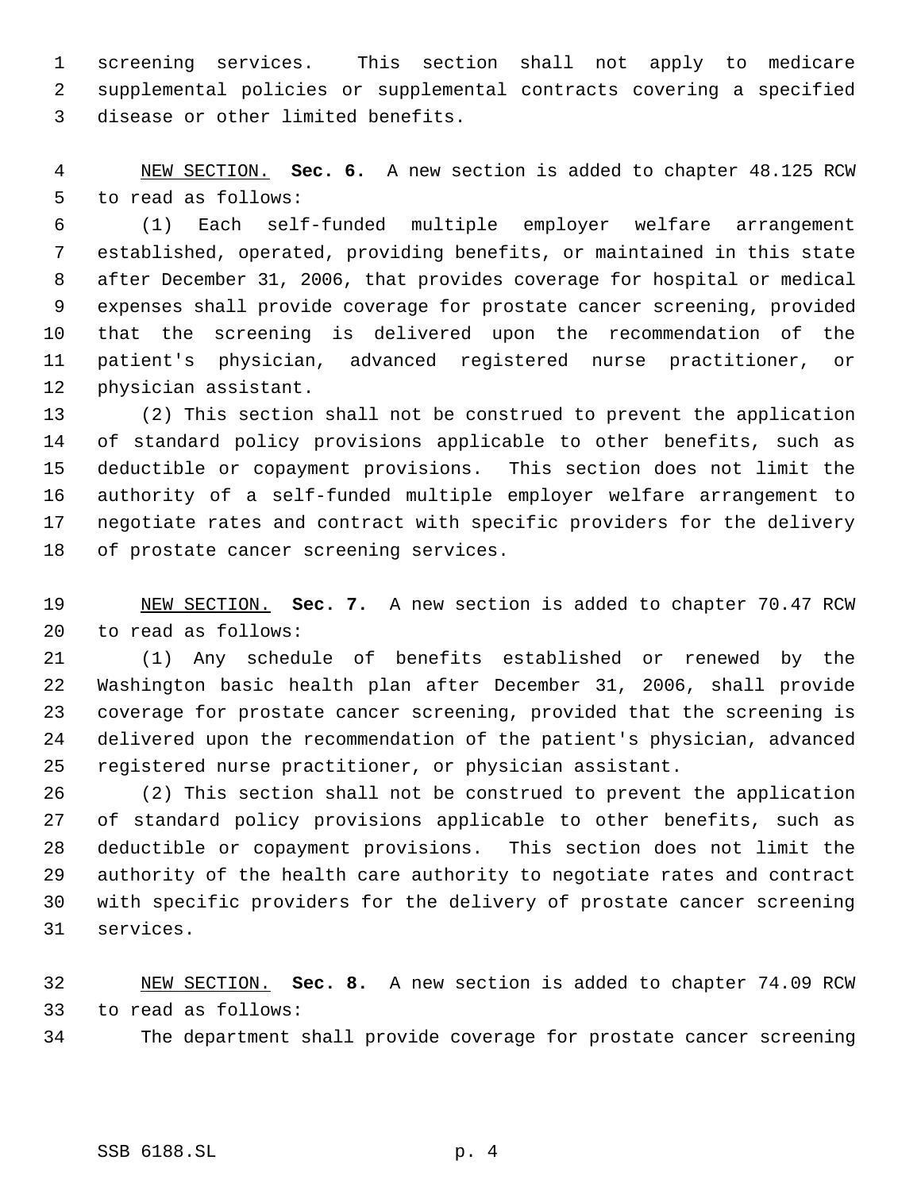screening services. This section shall not apply to medicare supplemental policies or supplemental contracts covering a specified disease or other limited benefits.

NEW SECTION. **Sec. 6.** A new section is added to chapter 48.125 RCW to read as follows:

(1) Each self-funded multiple employer welfare arrangement established, operated, providing benefits, or maintained in this state after December 31, 2006, that provides coverage for hospital or medical expenses shall provide coverage for prostate cancer screening, provided that the screening is delivered upon the recommendation of the patient's physician, advanced registered nurse practitioner, or physician assistant.

(2) This section shall not be construed to prevent the application of standard policy provisions applicable to other benefits, such as deductible or copayment provisions. This section does not limit the authority of a self-funded multiple employer welfare arrangement to negotiate rates and contract with specific providers for the delivery of prostate cancer screening services.

NEW SECTION. **Sec. 7.** A new section is added to chapter 70.47 RCW to read as follows:

(1) Any schedule of benefits established or renewed by the Washington basic health plan after December 31, 2006, shall provide coverage for prostate cancer screening, provided that the screening is delivered upon the recommendation of the patient's physician, advanced registered nurse practitioner, or physician assistant.

(2) This section shall not be construed to prevent the application of standard policy provisions applicable to other benefits, such as deductible or copayment provisions. This section does not limit the authority of the health care authority to negotiate rates and contract with specific providers for the delivery of prostate cancer screening services.

NEW SECTION. **Sec. 8.** A new section is added to chapter 74.09 RCW to read as follows:

The department shall provide coverage for prostate cancer screening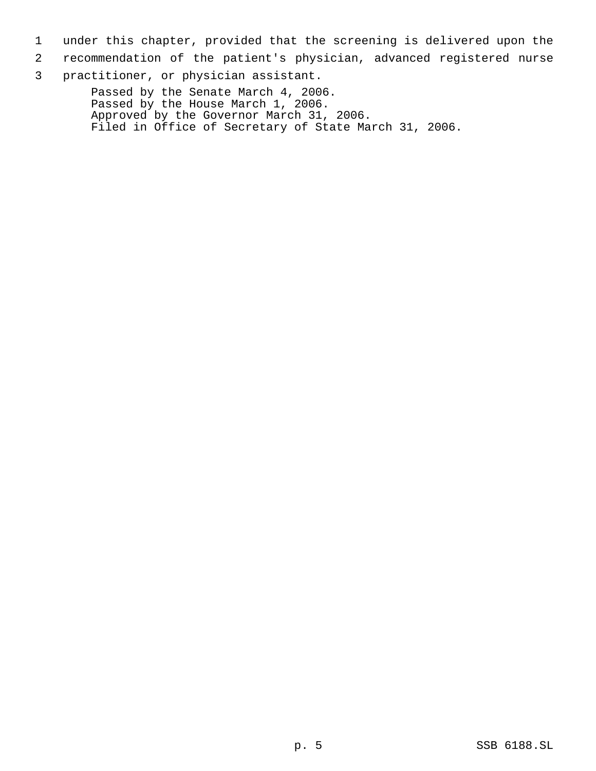under this chapter, provided that the screening is delivered upon the recommendation of the patient's physician, advanced registered nurse practitioner, or physician assistant.

Passed by the Senate March 4, 2006.
Passed by the House March 1, 2006.
Approved by the Governor March 31, 2006.
Filed in Office of Secretary of State March 31, 2006.